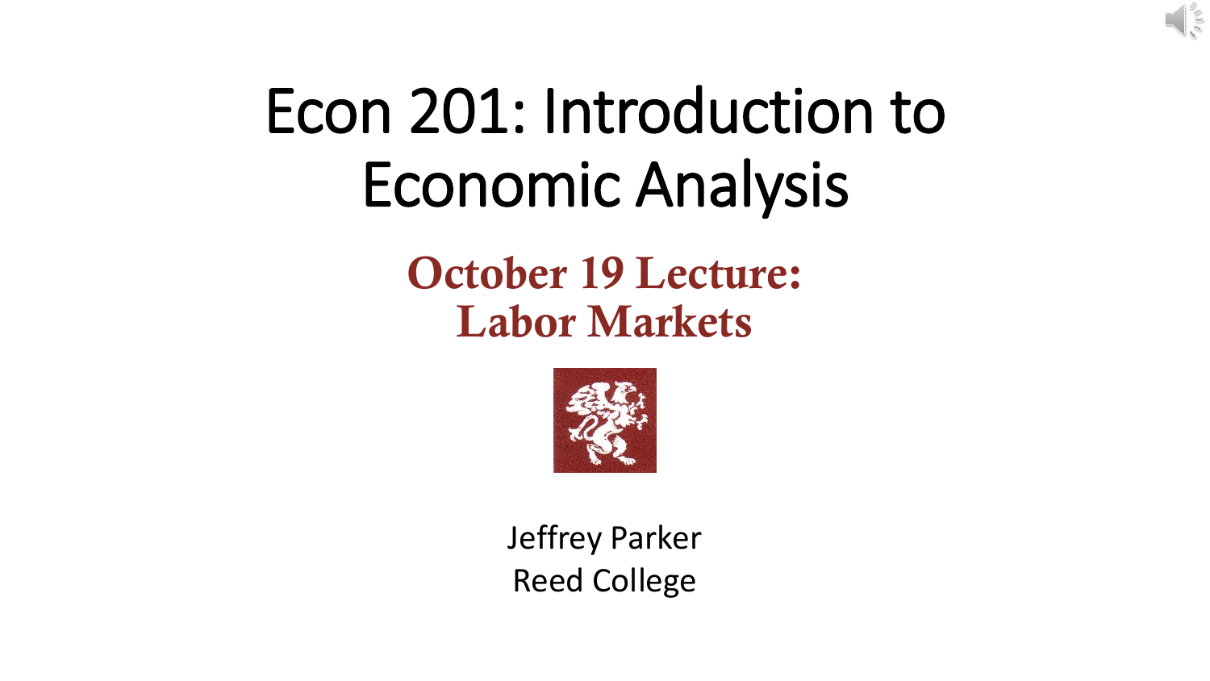# Econ 201: Introduction to Economic Analysis

## October 19 Lecture: Labor Markets

Jeffrey Parker
Reed College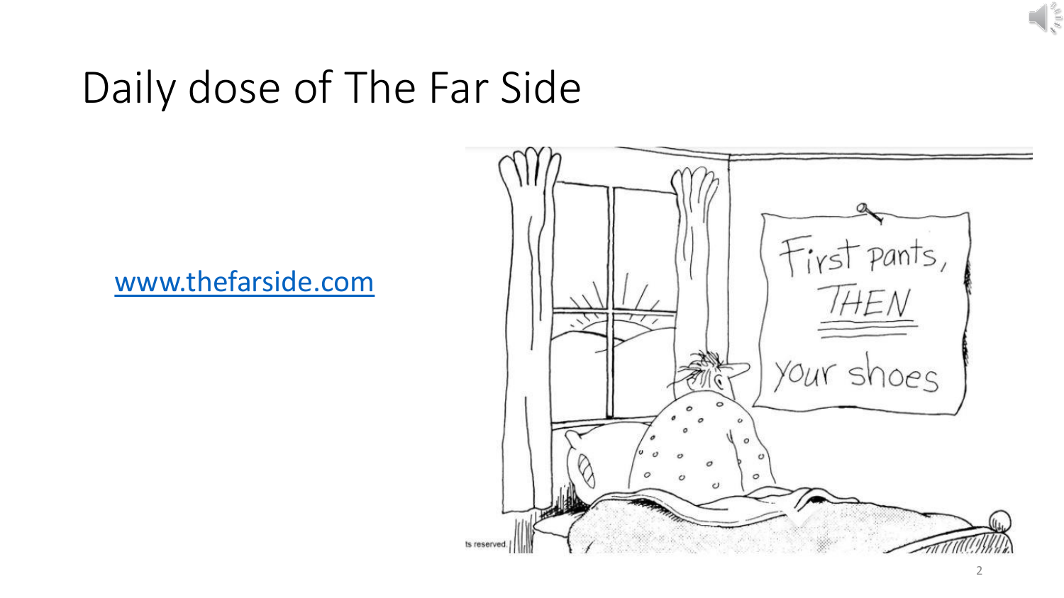# Daily dose of The Far Side

www.thefarside.com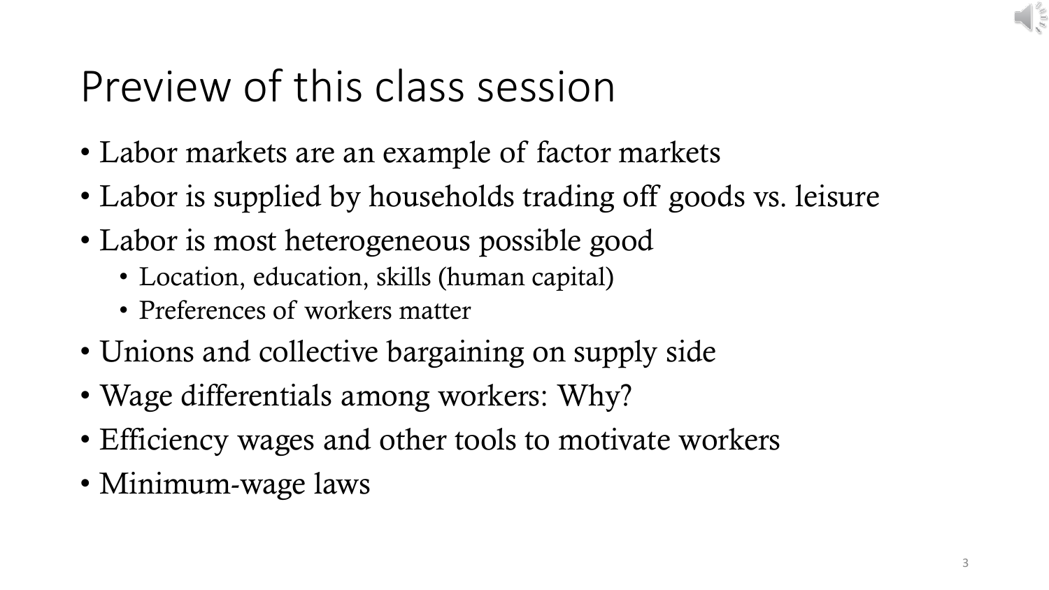# Preview of this class session

- Labor markets are an example of factor markets
- Labor is supplied by households trading off goods vs. leisure
- Labor is most heterogeneous possible good
  - Location, education, skills (human capital)
  - Preferences of workers matter
- Unions and collective bargaining on supply side
- Wage differentials among workers: Why?
- Efficiency wages and other tools to motivate workers
- Minimum-wage laws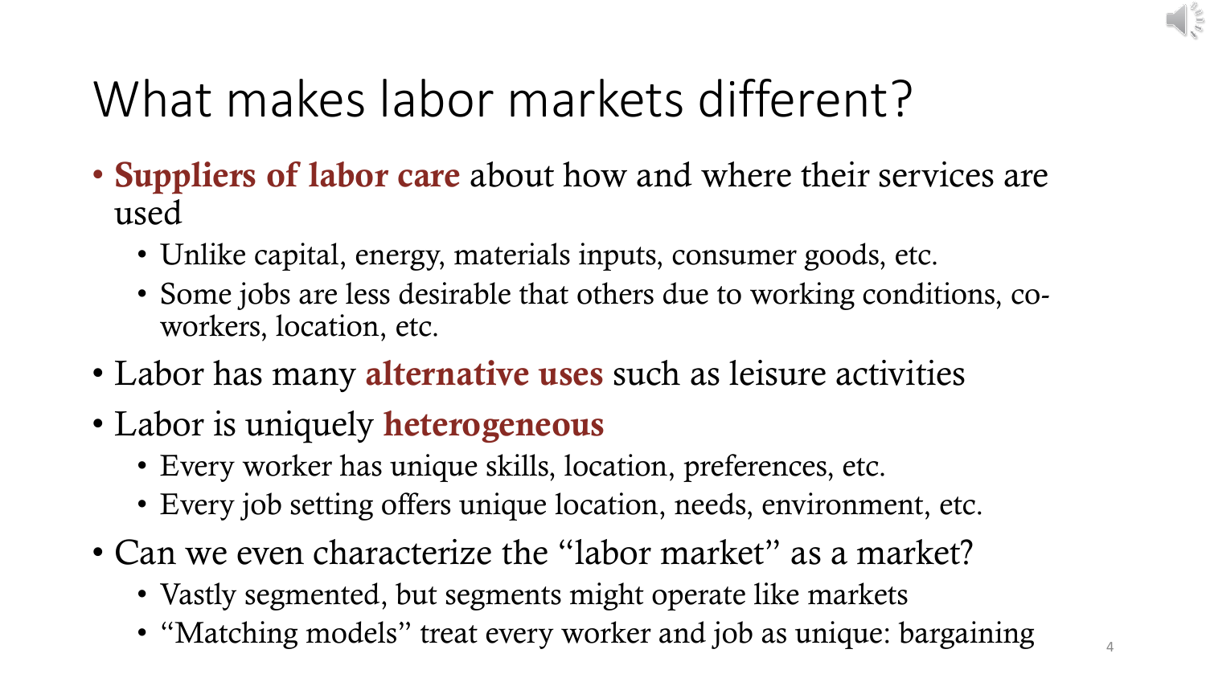# What makes labor markets different?

- **Suppliers of labor care** about how and where their services are used
  - Unlike capital, energy, materials inputs, consumer goods, etc.
  - Some jobs are less desirable that others due to working conditions, co-workers, location, etc.
- Labor has many **alternative uses** such as leisure activities
- Labor is uniquely **heterogeneous**
  - Every worker has unique skills, location, preferences, etc.
  - Every job setting offers unique location, needs, environment, etc.
- Can we even characterize the "labor market" as a market?
  - Vastly segmented, but segments might operate like markets
  - "Matching models" treat every worker and job as unique: bargaining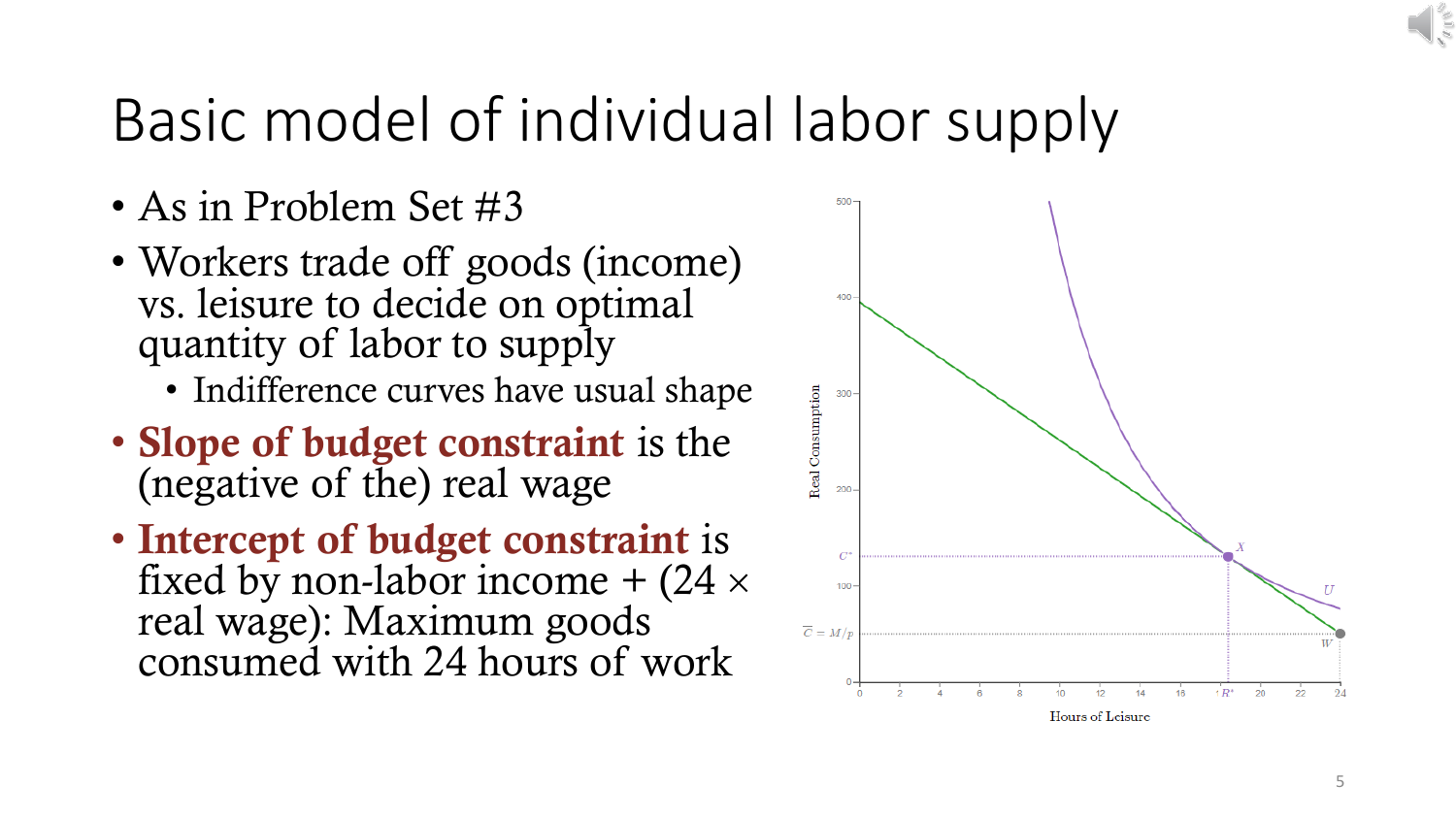# Basic model of individual labor supply

- As in Problem Set #3
- Workers trade off goods (income) vs. leisure to decide on optimal quantity of labor to supply
  - Indifference curves have usual shape
- **Slope of budget constraint** is the (negative of the) real wage
- **Intercept of budget constraint** is fixed by non-labor income + (24 × real wage): Maximum goods consumed with 24 hours of work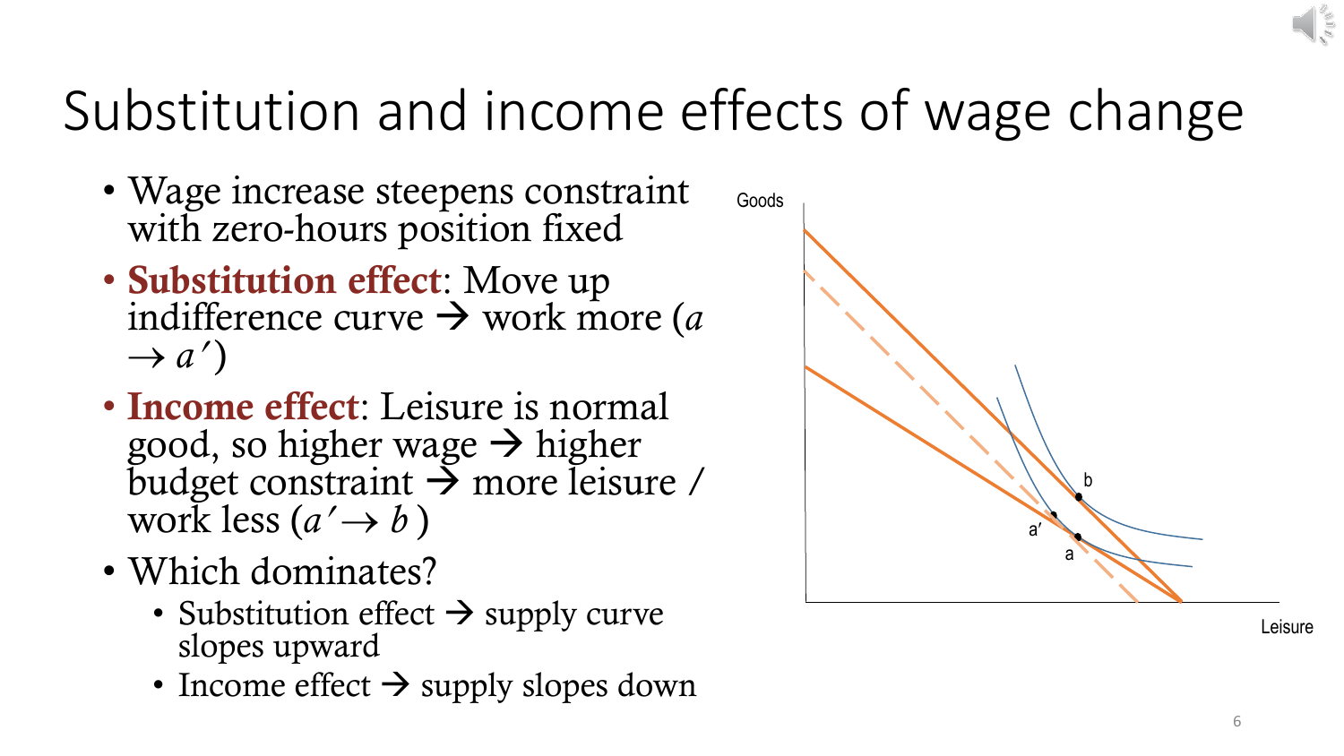# Substitution and income effects of wage change

- Wage increase steepens constraint with zero-hours position fixed
- **Substitution effect**: Move up indifference curve → work more ($a \rightarrow a'$)
- **Income effect**: Leisure is normal good, so higher wage → higher budget constraint → more leisure / work less ($a' \rightarrow b$)
- Which dominates?
  - Substitution effect → supply curve slopes upward
  - Income effect → supply slopes down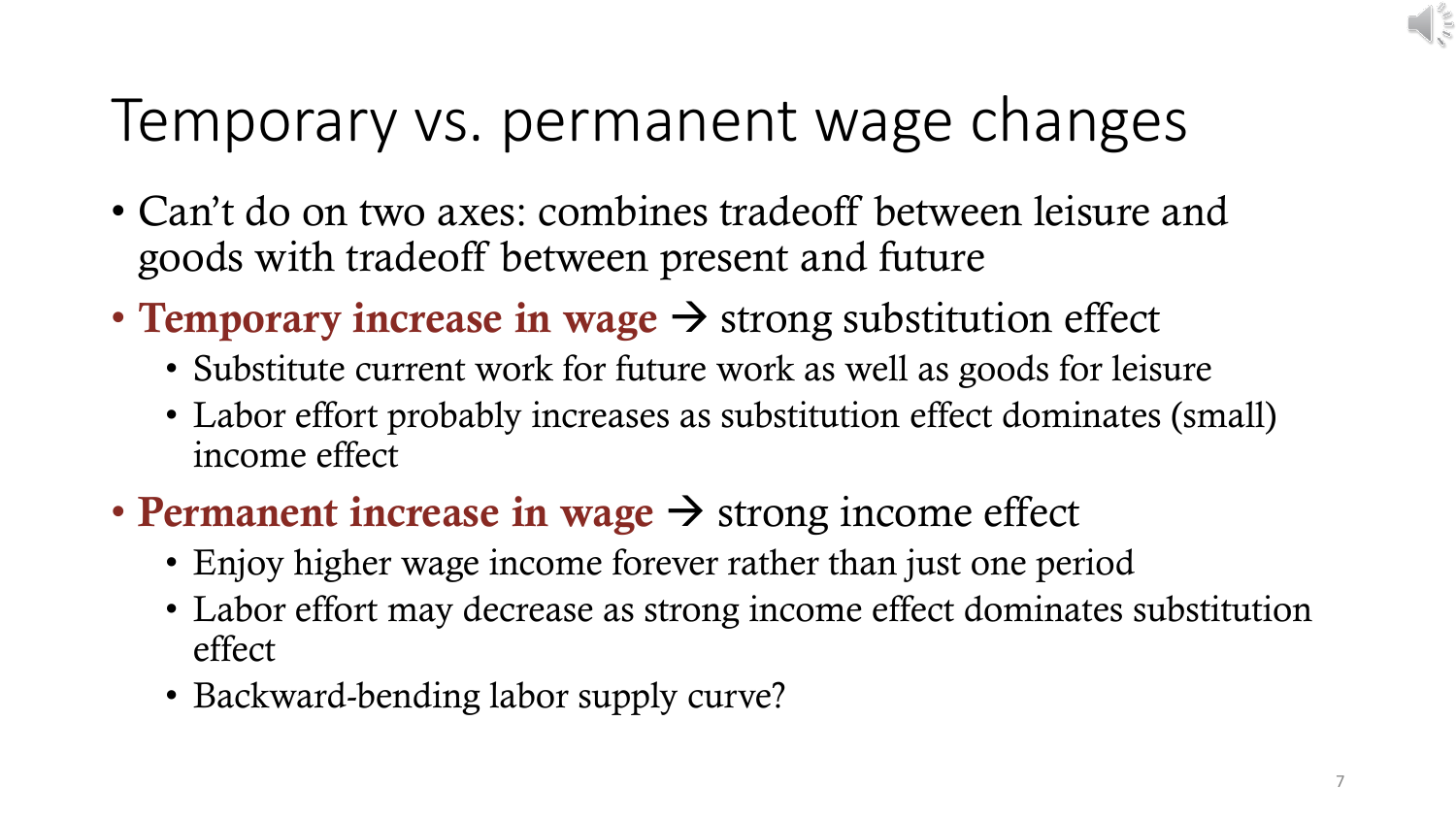# Temporary vs. permanent wage changes

- Can't do on two axes: combines tradeoff between leisure and goods with tradeoff between present and future
- **Temporary increase in wage** → strong substitution effect
  - Substitute current work for future work as well as goods for leisure
  - Labor effort probably increases as substitution effect dominates (small) income effect
- **Permanent increase in wage** → strong income effect
  - Enjoy higher wage income forever rather than just one period
  - Labor effort may decrease as strong income effect dominates substitution effect
  - Backward-bending labor supply curve?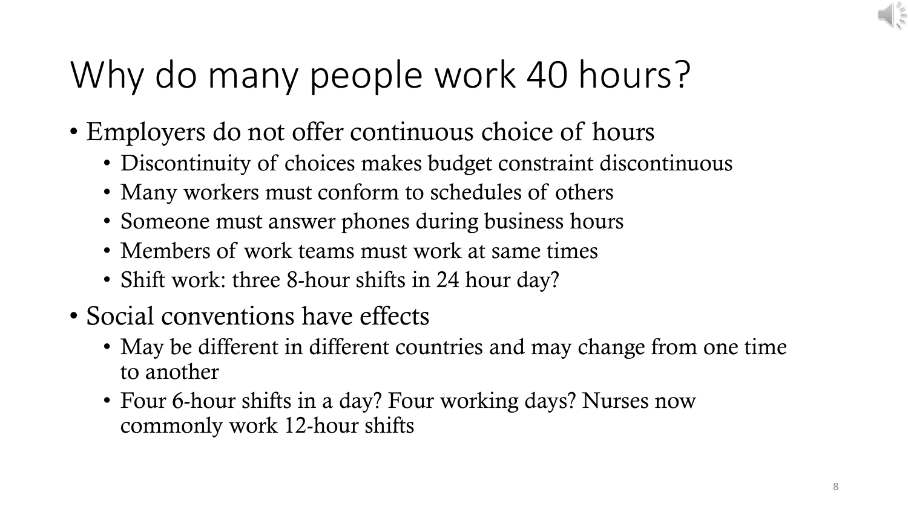# Why do many people work 40 hours?

- Employers do not offer continuous choice of hours
  - Discontinuity of choices makes budget constraint discontinuous
  - Many workers must conform to schedules of others
  - Someone must answer phones during business hours
  - Members of work teams must work at same times
  - Shift work: three 8-hour shifts in 24 hour day?
- Social conventions have effects
  - May be different in different countries and may change from one time to another
  - Four 6-hour shifts in a day? Four working days? Nurses now commonly work 12-hour shifts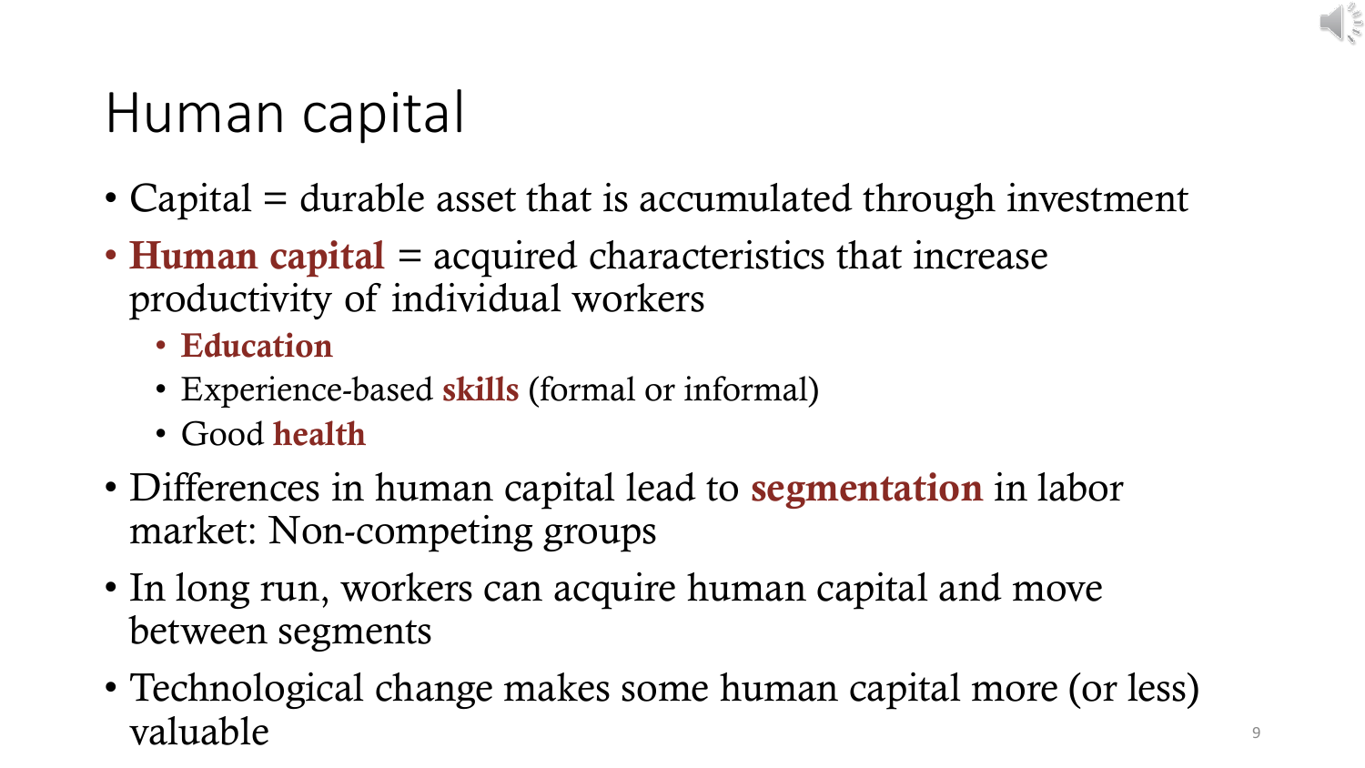# Human capital

- Capital = durable asset that is accumulated through investment
- **Human capital** = acquired characteristics that increase productivity of individual workers
  - **Education**
  - Experience-based **skills** (formal or informal)
  - Good **health**
- Differences in human capital lead to **segmentation** in labor market: Non-competing groups
- In long run, workers can acquire human capital and move between segments
- Technological change makes some human capital more (or less) valuable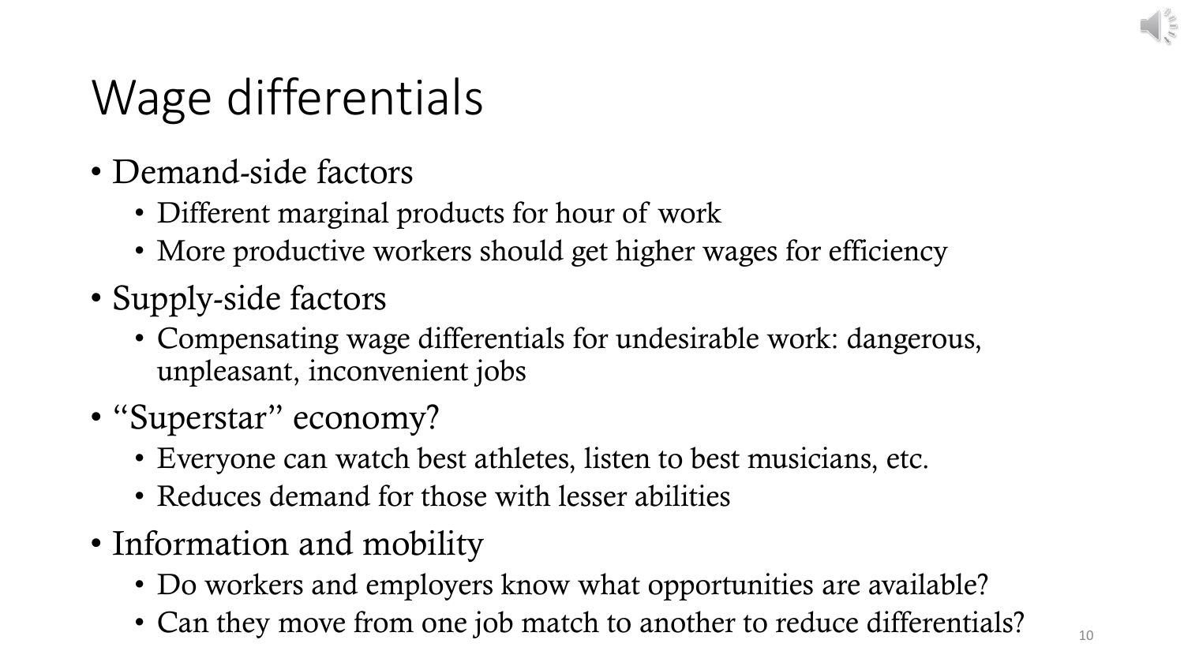# Wage differentials

- Demand-side factors
  - Different marginal products for hour of work
  - More productive workers should get higher wages for efficiency
- Supply-side factors
  - Compensating wage differentials for undesirable work: dangerous, unpleasant, inconvenient jobs
- "Superstar" economy?
  - Everyone can watch best athletes, listen to best musicians, etc.
  - Reduces demand for those with lesser abilities
- Information and mobility
  - Do workers and employers know what opportunities are available?
  - Can they move from one job match to another to reduce differentials?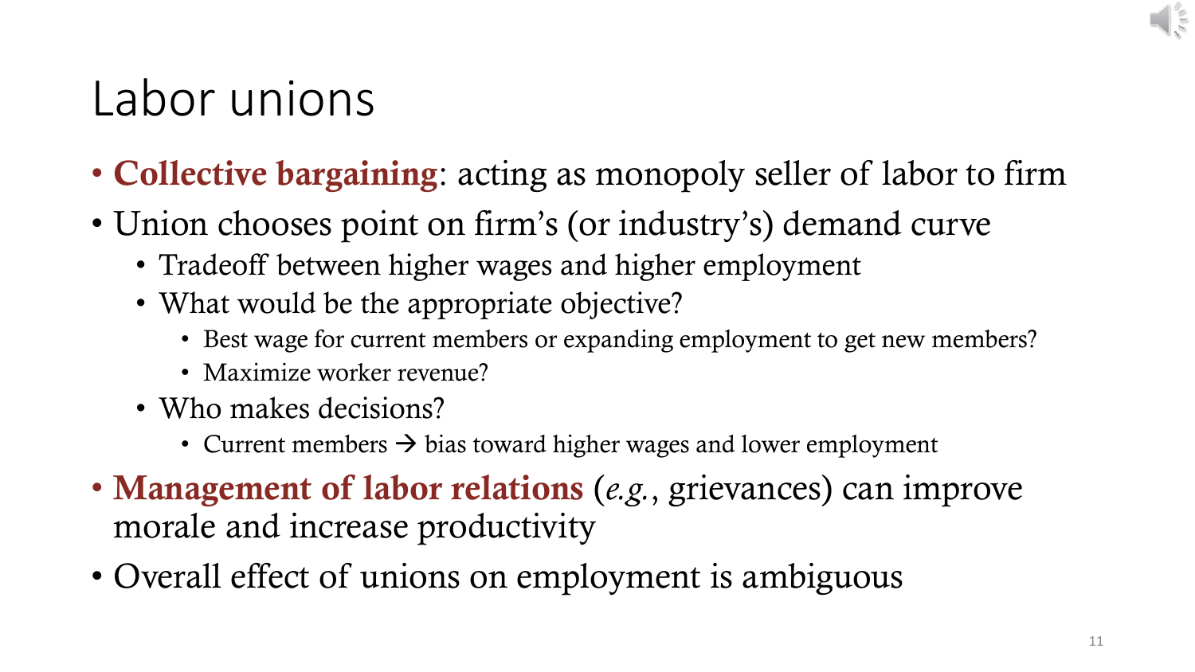# Labor unions

- **Collective bargaining**: acting as monopoly seller of labor to firm
- Union chooses point on firm's (or industry's) demand curve
  - Tradeoff between higher wages and higher employment
  - What would be the appropriate objective?
    - Best wage for current members or expanding employment to get new members?
    - Maximize worker revenue?
  - Who makes decisions?
    - Current members → bias toward higher wages and lower employment
- **Management of labor relations** (*e.g.*, grievances) can improve morale and increase productivity
- Overall effect of unions on employment is ambiguous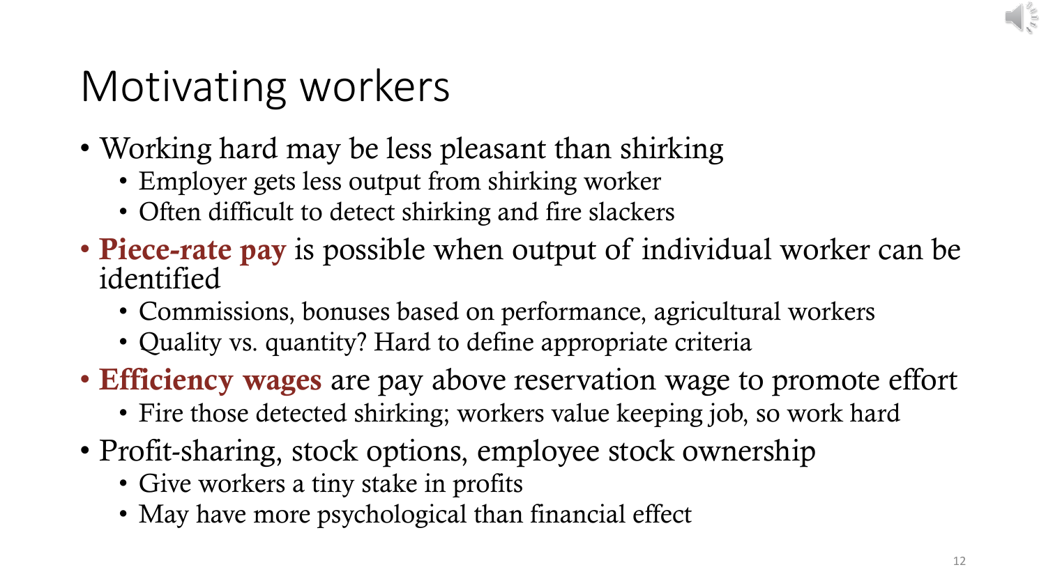# Motivating workers

- Working hard may be less pleasant than shirking
  - Employer gets less output from shirking worker
  - Often difficult to detect shirking and fire slackers
- **Piece-rate pay** is possible when output of individual worker can be identified
  - Commissions, bonuses based on performance, agricultural workers
  - Quality vs. quantity? Hard to define appropriate criteria
- **Efficiency wages** are pay above reservation wage to promote effort
  - Fire those detected shirking; workers value keeping job, so work hard
- Profit-sharing, stock options, employee stock ownership
  - Give workers a tiny stake in profits
  - May have more psychological than financial effect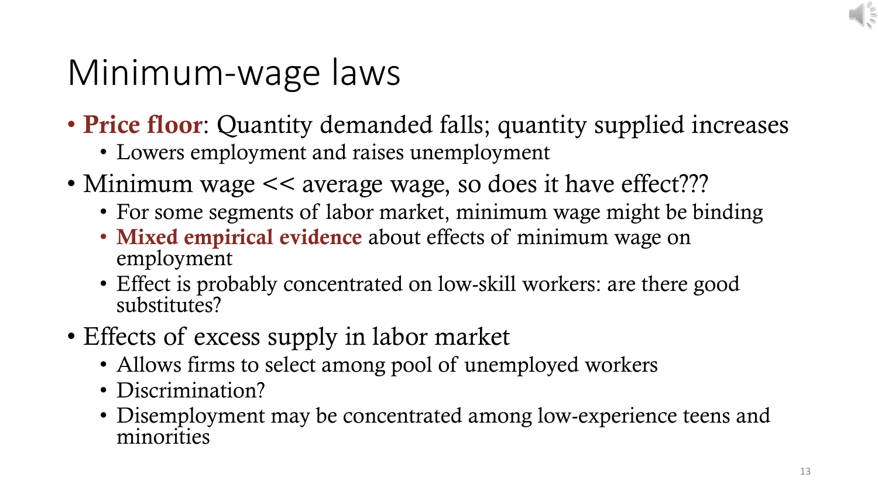# Minimum-wage laws

- **Price floor**: Quantity demanded falls; quantity supplied increases
  - Lowers employment and raises unemployment
- Minimum wage << average wage, so does it have effect???
  - For some segments of labor market, minimum wage might be binding
  - **Mixed empirical evidence** about effects of minimum wage on employment
  - Effect is probably concentrated on low-skill workers: are there good substitutes?
- Effects of excess supply in labor market
  - Allows firms to select among pool of unemployed workers
  - Discrimination?
  - Disemployment may be concentrated among low-experience teens and minorities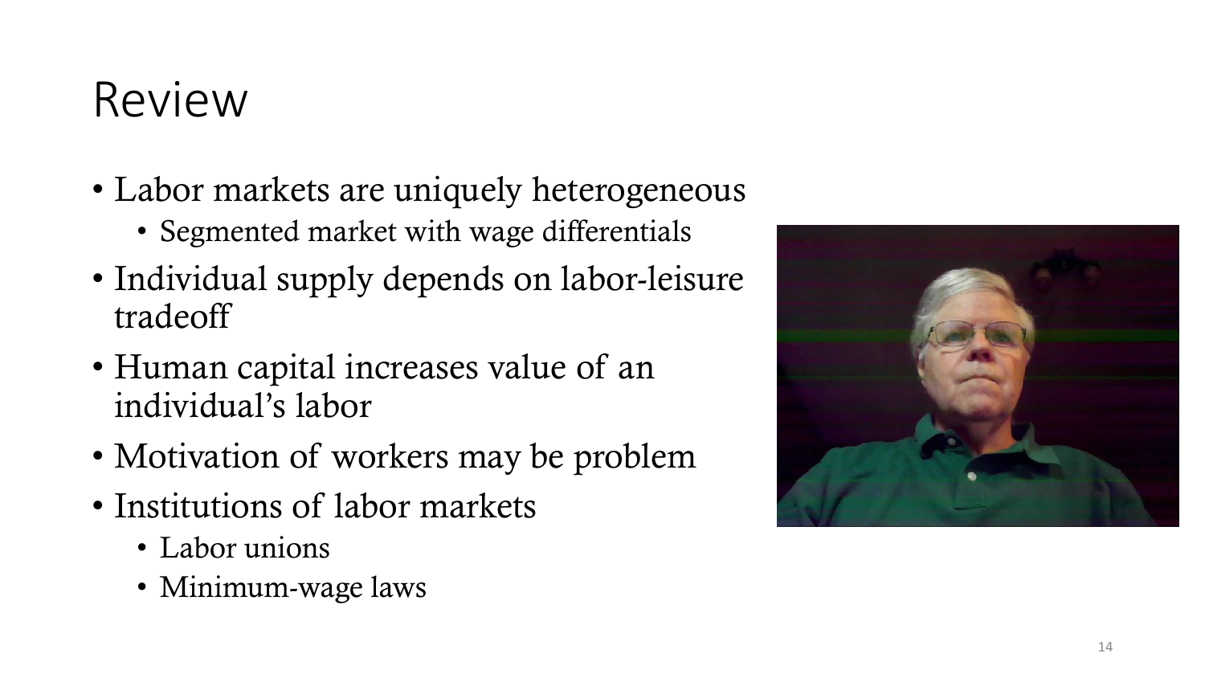# Review

- Labor markets are uniquely heterogeneous
  - Segmented market with wage differentials
- Individual supply depends on labor-leisure tradeoff
- Human capital increases value of an individual's labor
- Motivation of workers may be problem
- Institutions of labor markets
  - Labor unions
  - Minimum-wage laws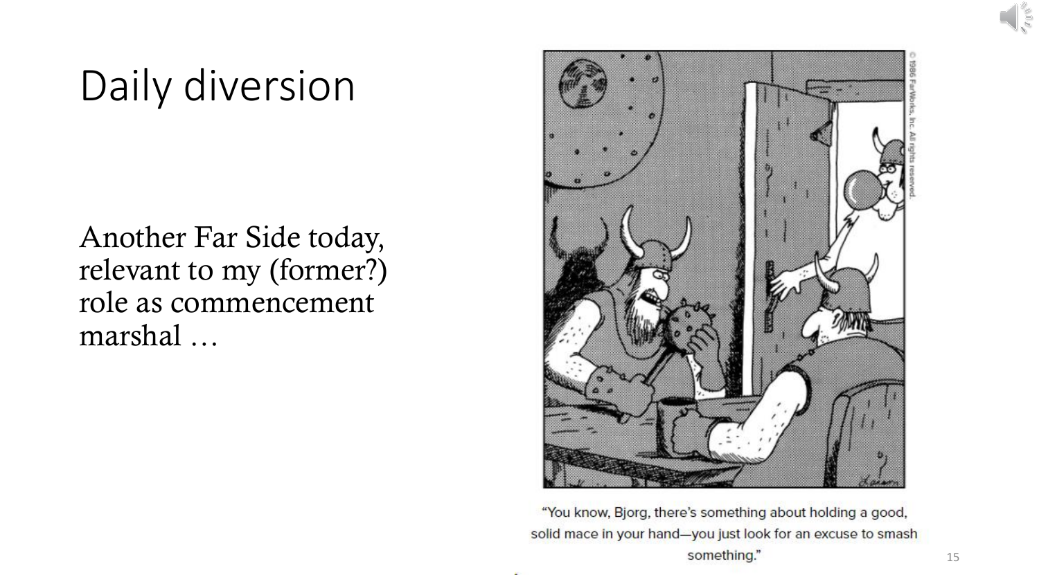# Daily diversion

Another Far Side today, relevant to my (former?) role as commencement marshal …

"You know, Bjorg, there's something about holding a good, solid mace in your hand—you just look for an excuse to smash something."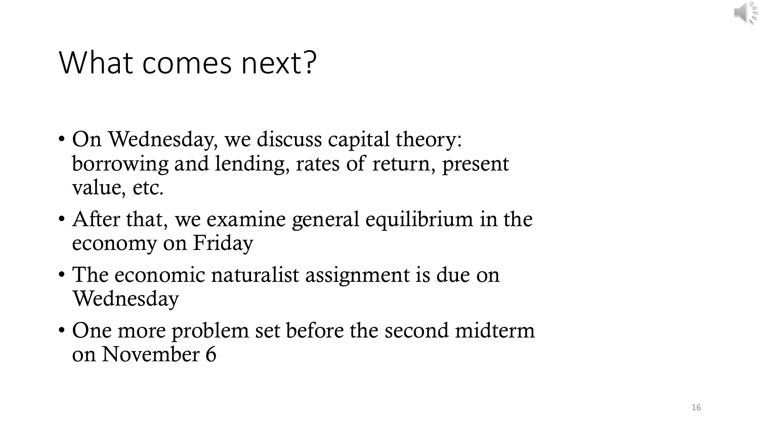# What comes next?

- On Wednesday, we discuss capital theory: borrowing and lending, rates of return, present value, etc.
- After that, we examine general equilibrium in the economy on Friday
- The economic naturalist assignment is due on Wednesday
- One more problem set before the second midterm on November 6